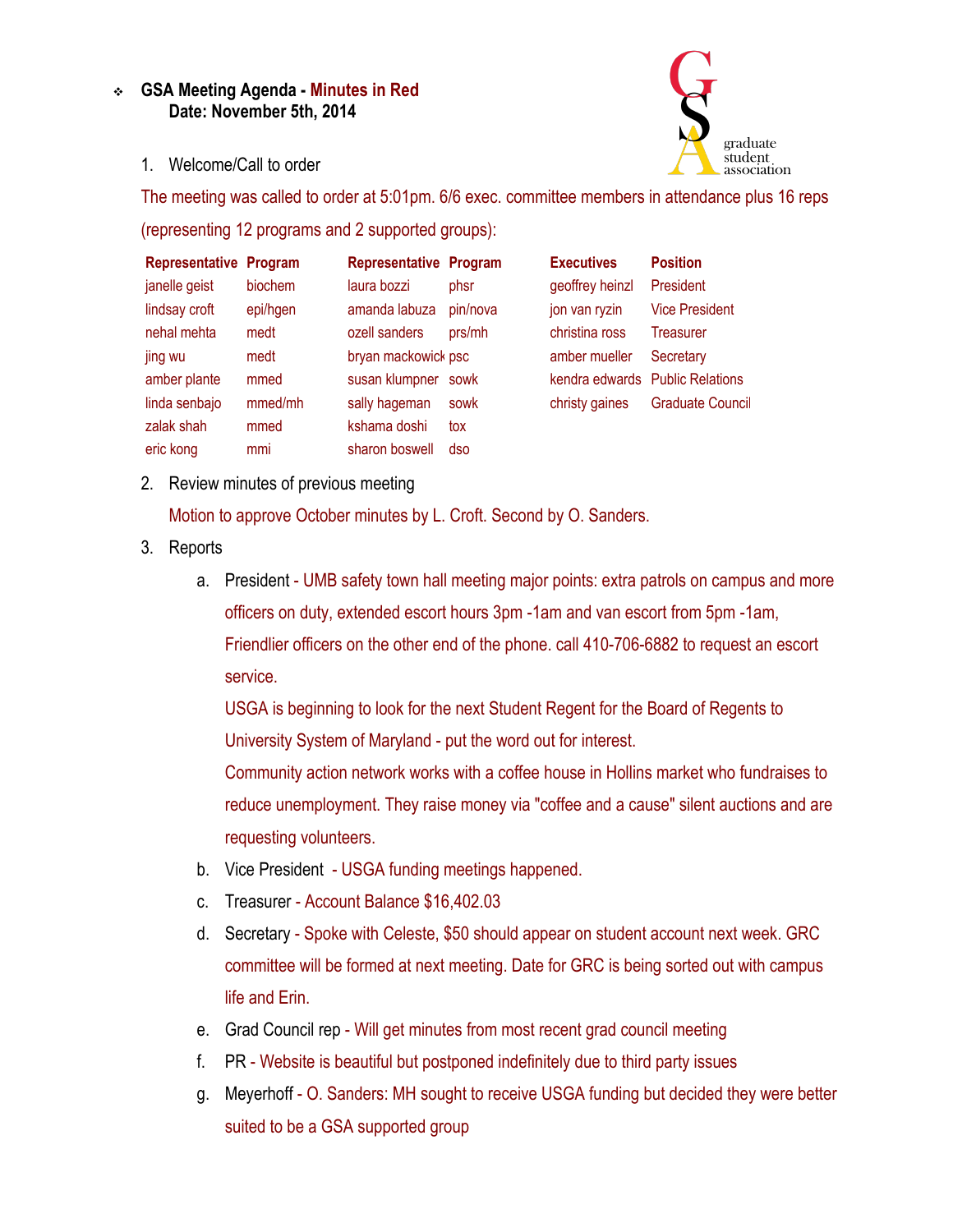# GSA Meeting Agenda - Minutes in Red
**Date: November 5th, 2014**

graduate student association

1. Welcome/Call to order

The meeting was called to order at 5:01pm. 6/6 exec. committee members in attendance plus 16 reps (representing 12 programs and 2 supported groups):

| Representative | Program | Representative | Program | Executives | Position |
|---|---|---|---|---|---|
| janelle geist | biochem | laura bozzi | phsr | geoffrey heinzl | President |
| lindsay croft | epi/hgen | amanda labuza | pin/nova | jon van ryzin | Vice President |
| nehal mehta | medt | ozell sanders | prs/mh | christina ross | Treasurer |
| jing wu | medt | bryan mackowick | psc | amber mueller | Secretary |
| amber plante | mmed | susan klumpner | sowk | kendra edwards | Public Relations |
| linda senbajo | mmed/mh | sally hageman | sowk | christy gaines | Graduate Council |
| zalak shah | mmed | kshama doshi | tox | | |
| eric kong | mmi | sharon boswell | dso | | |

2. Review minutes of previous meeting

   Motion to approve October minutes by L. Croft. Second by O. Sanders.

3. Reports

   a. President - UMB safety town hall meeting major points: extra patrols on campus and more officers on duty, extended escort hours 3pm -1am and van escort from 5pm -1am, Friendlier officers on the other end of the phone. call 410-706-6882 to request an escort service.

      USGA is beginning to look for the next Student Regent for the Board of Regents to University System of Maryland - put the word out for interest.

      Community action network works with a coffee house in Hollins market who fundraises to reduce unemployment. They raise money via "coffee and a cause" silent auctions and are requesting volunteers.

   b. Vice President - USGA funding meetings happened.

   c. Treasurer - Account Balance $16,402.03

   d. Secretary - Spoke with Celeste, $50 should appear on student account next week. GRC committee will be formed at next meeting. Date for GRC is being sorted out with campus life and Erin.

   e. Grad Council rep - Will get minutes from most recent grad council meeting

   f. PR - Website is beautiful but postponed indefinitely due to third party issues

   g. Meyerhoff - O. Sanders: MH sought to receive USGA funding but decided they were better suited to be a GSA supported group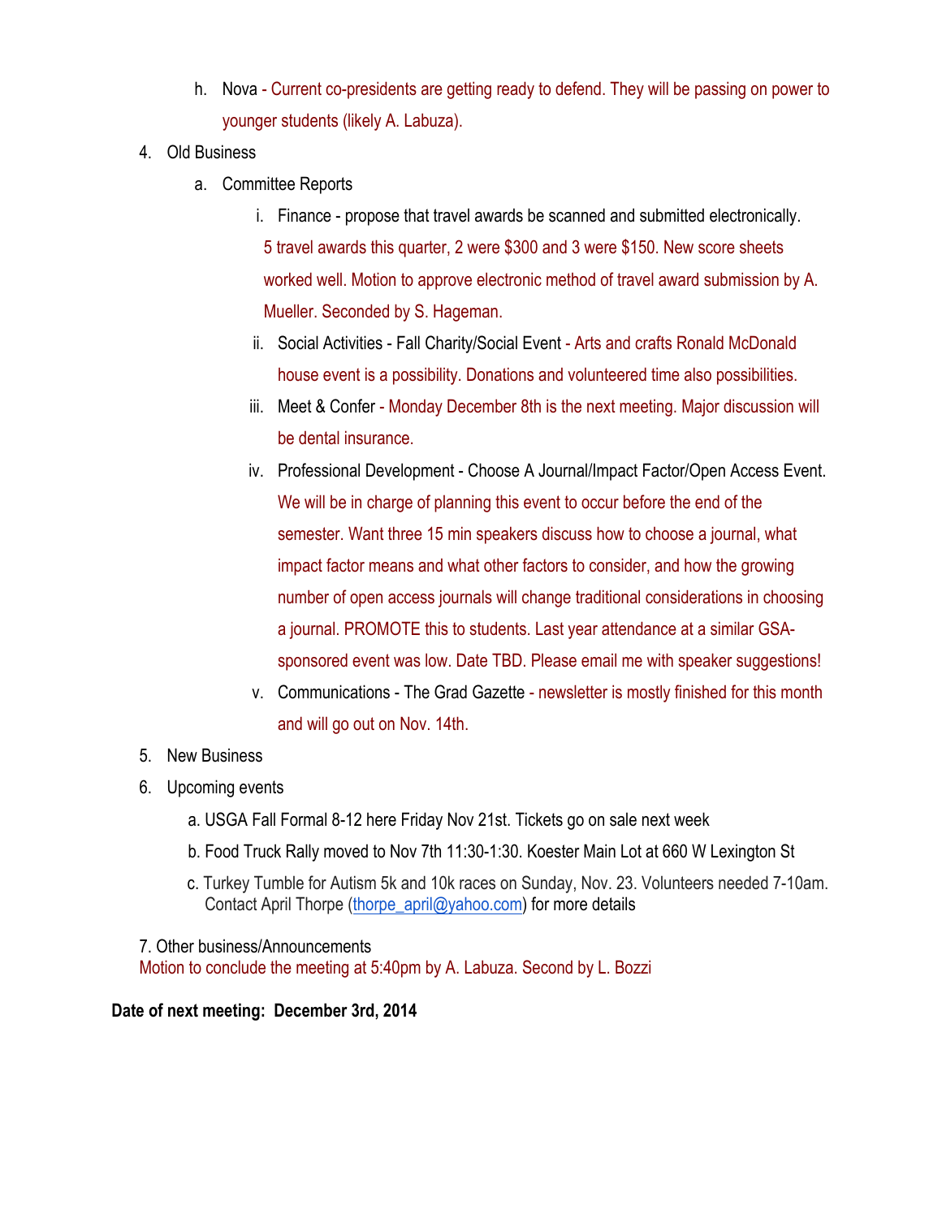h. Nova - Current co-presidents are getting ready to defend. They will be passing on power to younger students (likely A. Labuza).

4. Old Business
   a. Committee Reports
      i. Finance - propose that travel awards be scanned and submitted electronically. 5 travel awards this quarter, 2 were $300 and 3 were $150. New score sheets worked well. Motion to approve electronic method of travel award submission by A. Mueller. Seconded by S. Hageman.
      ii. Social Activities - Fall Charity/Social Event - Arts and crafts Ronald McDonald house event is a possibility. Donations and volunteered time also possibilities.
      iii. Meet & Confer - Monday December 8th is the next meeting. Major discussion will be dental insurance.
      iv. Professional Development - Choose A Journal/Impact Factor/Open Access Event. We will be in charge of planning this event to occur before the end of the semester. Want three 15 min speakers discuss how to choose a journal, what impact factor means and what other factors to consider, and how the growing number of open access journals will change traditional considerations in choosing a journal. PROMOTE this to students. Last year attendance at a similar GSA-sponsored event was low. Date TBD. Please email me with speaker suggestions!
      v. Communications - The Grad Gazette - newsletter is mostly finished for this month and will go out on Nov. 14th.
5. New Business
6. Upcoming events
   a. USGA Fall Formal 8-12 here Friday Nov 21st. Tickets go on sale next week
   b. Food Truck Rally moved to Nov 7th 11:30-1:30. Koester Main Lot at 660 W Lexington St
   c. Turkey Tumble for Autism 5k and 10k races on Sunday, Nov. 23. Volunteers needed 7-10am. Contact April Thorpe (thorpe_april@yahoo.com) for more details

7. Other business/Announcements

Motion to conclude the meeting at 5:40pm by A. Labuza. Second by L. Bozzi

**Date of next meeting: December 3rd, 2014**